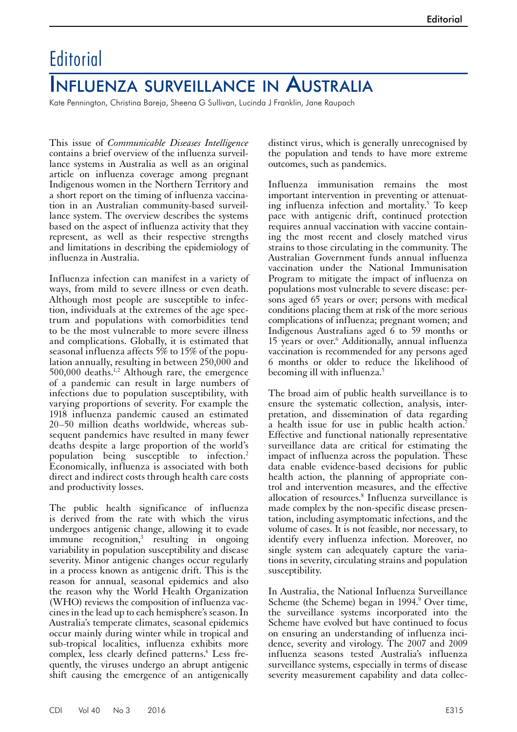# Editorial

## Influenza surveillance in Australia

Kate Pennington, Christina Bareja, Sheena G Sullivan, Lucinda J Franklin, Jane Raupach

This issue of *Communicable Diseases Intelligence* contains a brief overview of the influenza surveillance systems in Australia as well as an original article on influenza coverage among pregnant Indigenous women in the Northern Territory and a short report on the timing of influenza vaccination in an Australian community-based surveillance system. The overview describes the systems based on the aspect of influenza activity that they represent, as well as their respective strengths and limitations in describing the epidemiology of influenza in Australia.

Influenza infection can manifest in a variety of ways, from mild to severe illness or even death. Although most people are susceptible to infection, individuals at the extremes of the age spectrum and populations with comorbidities tend to be the most vulnerable to more severe illness and complications. Globally, it is estimated that seasonal influenza affects 5% to 15% of the population annually, resulting in between 250,000 and 500,000 deaths.[1,2] Although rare, the emergence of a pandemic can result in large numbers of infections due to population susceptibility, with varying proportions of severity. For example the 1918 influenza pandemic caused an estimated 20–50 million deaths worldwide, whereas subsequent pandemics have resulted in many fewer deaths despite a large proportion of the world's population being susceptible to infection.[2] Economically, influenza is associated with both direct and indirect costs through health care costs and productivity losses.

The public health significance of influenza is derived from the rate with which the virus undergoes antigenic change, allowing it to evade immune recognition,[3] resulting in ongoing variability in population susceptibility and disease severity. Minor antigenic changes occur regularly in a process known as antigenic drift. This is the reason for annual, seasonal epidemics and also the reason why the World Health Organization (WHO) reviews the composition of influenza vaccines in the lead up to each hemisphere's season. In Australia's temperate climates, seasonal epidemics occur mainly during winter while in tropical and sub-tropical localities, influenza exhibits more complex, less clearly defined patterns.[4] Less frequently, the viruses undergo an abrupt antigenic shift causing the emergence of an antigenically distinct virus, which is generally unrecognised by the population and tends to have more extreme outcomes, such as pandemics.

Influenza immunisation remains the most important intervention in preventing or attenuating influenza infection and mortality.[5] To keep pace with antigenic drift, continued protection requires annual vaccination with vaccine containing the most recent and closely matched virus strains to those circulating in the community. The Australian Government funds annual influenza vaccination under the National Immunisation Program to mitigate the impact of influenza on populations most vulnerable to severe disease: persons aged 65 years or over; persons with medical conditions placing them at risk of the more serious complications of influenza; pregnant women; and Indigenous Australians aged 6 to 59 months or 15 years or over.[6] Additionally, annual influenza vaccination is recommended for any persons aged 6 months or older to reduce the likelihood of becoming ill with influenza.[5]

The broad aim of public health surveillance is to ensure the systematic collection, analysis, interpretation, and dissemination of data regarding a health issue for use in public health action.[7] Effective and functional nationally representative surveillance data are critical for estimating the impact of influenza across the population. These data enable evidence-based decisions for public health action, the planning of appropriate control and intervention measures, and the effective allocation of resources.[8] Influenza surveillance is made complex by the non-specific disease presentation, including asymptomatic infections, and the volume of cases. It is not feasible, nor necessary, to identify every influenza infection. Moreover, no single system can adequately capture the variations in severity, circulating strains and population susceptibility.

In Australia, the National Influenza Surveillance Scheme (the Scheme) began in 1994.[9] Over time, the surveillance systems incorporated into the Scheme have evolved but have continued to focus on ensuring an understanding of influenza incidence, severity and virology. The 2007 and 2009 influenza seasons tested Australia's influenza surveillance systems, especially in terms of disease severity measurement capability and data collec-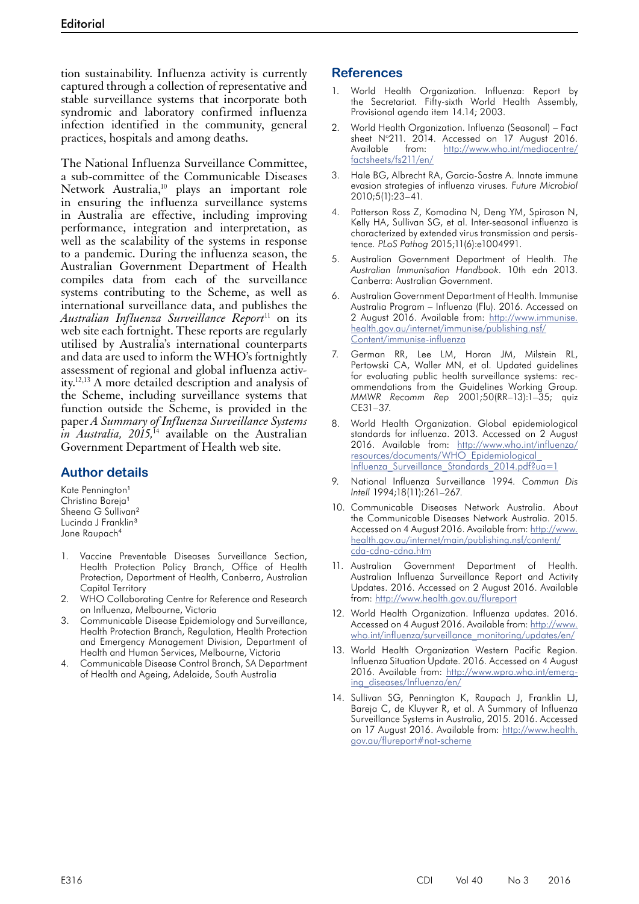tion sustainability. Influenza activity is currently captured through a collection of representative and stable surveillance systems that incorporate both syndromic and laboratory confirmed influenza infection identified in the community, general practices, hospitals and among deaths.

The National Influenza Surveillance Committee, a sub-committee of the Communicable Diseases Network Australia,[10] plays an important role in ensuring the influenza surveillance systems in Australia are effective, including improving performance, integration and interpretation, as well as the scalability of the systems in response to a pandemic. During the influenza season, the Australian Government Department of Health compiles data from each of the surveillance systems contributing to the Scheme, as well as international surveillance data, and publishes the *Australian Influenza Surveillance Report*[11] on its web site each fortnight. These reports are regularly utilised by Australia's international counterparts and data are used to inform the WHO's fortnightly assessment of regional and global influenza activity.[12,13] A more detailed description and analysis of the Scheme, including surveillance systems that function outside the Scheme, is provided in the paper *A Summary of Influenza Surveillance Systems in Australia, 2015*,[14] available on the Australian Government Department of Health web site.

## Author details

Kate Pennington[1]
Christina Bareja[1]
Sheena G Sullivan[2]
Lucinda J Franklin[3]
Jane Raupach[4]

1. Vaccine Preventable Diseases Surveillance Section, Health Protection Policy Branch, Office of Health Protection, Department of Health, Canberra, Australian Capital Territory
2. WHO Collaborating Centre for Reference and Research on Influenza, Melbourne, Victoria
3. Communicable Disease Epidemiology and Surveillance, Health Protection Branch, Regulation, Health Protection and Emergency Management Division, Department of Health and Human Services, Melbourne, Victoria
4. Communicable Disease Control Branch, SA Department of Health and Ageing, Adelaide, South Australia

## References

1. World Health Organization. Influenza: Report by the Secretariat. Fifty-sixth World Health Assembly, Provisional agenda item 14.14; 2003.
2. World Health Organization. Influenza (Seasonal) – Fact sheet N°211. 2014. Accessed on 17 August 2016. Available from: http://www.who.int/mediacentre/factsheets/fs211/en/
3. Hale BG, Albrecht RA, Garcia-Sastre A. Innate immune evasion strategies of influenza viruses. *Future Microbiol* 2010;5(1):23–41.
4. Patterson Ross Z, Komadina N, Deng YM, Spirason N, Kelly HA, Sullivan SG, et al. Inter-seasonal influenza is characterized by extended virus transmission and persistence. *PLoS Pathog* 2015;11(6):e1004991.
5. Australian Government Department of Health. *The Australian Immunisation Handbook*. 10th edn 2013. Canberra: Australian Government.
6. Australian Government Department of Health. Immunise Australia Program – Influenza (Flu). 2016. Accessed on 2 August 2016. Available from: http://www.immunise.health.gov.au/internet/immunise/publishing.nsf/Content/immunise-influenza
7. German RR, Lee LM, Horan JM, Milstein RL, Pertowski CA, Waller MN, et al. Updated guidelines for evaluating public health surveillance systems: recommendations from the Guidelines Working Group. *MMWR Recomm Rep* 2001;50(RR–13):1–35; quiz CE31–37.
8. World Health Organization. Global epidemiological standards for influenza. 2013. Accessed on 2 August 2016. Available from: http://www.who.int/influenza/resources/documents/WHO_Epidemiological_Influenza_Surveillance_Standards_2014.pdf?ua=1
9. National Influenza Surveillance 1994. *Commun Dis Intell* 1994;18(11):261–267.
10. Communicable Diseases Network Australia. About the Communicable Diseases Network Australia. 2015. Accessed on 4 August 2016. Available from: http://www.health.gov.au/internet/main/publishing.nsf/content/cda-cdna-cdna.htm
11. Australian Government Department of Health. Australian Influenza Surveillance Report and Activity Updates. 2016. Accessed on 2 August 2016. Available from: http://www.health.gov.au/flureport
12. World Health Organization. Influenza updates. 2016. Accessed on 4 August 2016. Available from: http://www.who.int/influenza/surveillance_monitoring/updates/en/
13. World Health Organization Western Pacific Region. Influenza Situation Update. 2016. Accessed on 4 August 2016. Available from: http://www.wpro.who.int/emerging_diseases/Influenza/en/
14. Sullivan SG, Pennington K, Raupach J, Franklin LJ, Bareja C, de Kluyver R, et al. A Summary of Influenza Surveillance Systems in Australia, 2015. 2016. Accessed on 17 August 2016. Available from: http://www.health.gov.au/flureport#nat-scheme